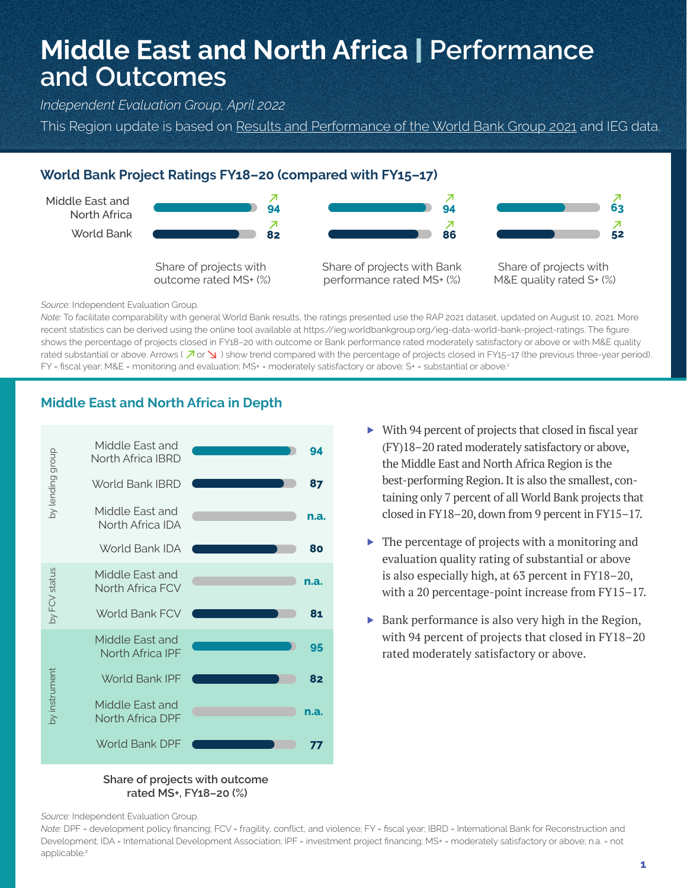# Middle East and North Africa | Performance and Outcomes

*Independent Evaluation Group, April 2022*

This Region update is based on Results and Performance of the World Bank Group 2021 and IEG data.

## World Bank Project Ratings FY18–20 (compared with FY15–17)

| | Share of projects with outcome rated MS+ (%) | Share of projects with Bank performance rated MS+ (%) | Share of projects with M&E quality rated S+ (%) |
|---|---|---|---|
| Middle East and North Africa | ↗ 94 | ↗ 94 | ↗ 63 |
| World Bank | ↗ 82 | ↗ 86 | ↗ 52 |

*Source:* Independent Evaluation Group.

*Note:* To facilitate comparability with general World Bank results, the ratings presented use the RAP 2021 dataset, updated on August 10, 2021. More recent statistics can be derived using the online tool available at https://ieg.worldbankgroup.org/ieg-data-world-bank-project-ratings. The figure shows the percentage of projects closed in FY18–20 with outcome or Bank performance rated moderately satisfactory or above or with M&E quality rated substantial or above. Arrows ( ↗ or ↘ ) show trend compared with the percentage of projects closed in FY15–17 (the previous three-year period). FY = fiscal year; M&E = monitoring and evaluation; MS+ = moderately satisfactory or above; S+ = substantial or above.[1]

## Middle East and North Africa in Depth

| | | Share of projects with outcome rated MS+, FY18–20 (%) |
|---|---|---|
| by lending group | Middle East and North Africa IBRD | 94 |
| | World Bank IBRD | 87 |
| | Middle East and North Africa IDA | n.a. |
| | World Bank IDA | 80 |
| by FCV status | Middle East and North Africa FCV | n.a. |
| | World Bank FCV | 81 |
| by instrument | Middle East and North Africa IPF | 95 |
| | World Bank IPF | 82 |
| | Middle East and North Africa DPF | n.a. |
| | World Bank DPF | 77 |

*Source:* Independent Evaluation Group.

*Note:* DPF = development policy financing; FCV = fragility, conflict, and violence; FY = fiscal year; IBRD = International Bank for Reconstruction and Development; IDA = International Development Association; IPF = investment project financing; MS+ = moderately satisfactory or above; n.a. = not applicable.[2]

- With 94 percent of projects that closed in fiscal year (FY)18–20 rated moderately satisfactory or above, the Middle East and North Africa Region is the best-performing Region. It is also the smallest, containing only 7 percent of all World Bank projects that closed in FY18–20, down from 9 percent in FY15–17.
- The percentage of projects with a monitoring and evaluation quality rating of substantial or above is also especially high, at 63 percent in FY18–20, with a 20 percentage-point increase from FY15–17.
- Bank performance is also very high in the Region, with 94 percent of projects that closed in FY18–20 rated moderately satisfactory or above.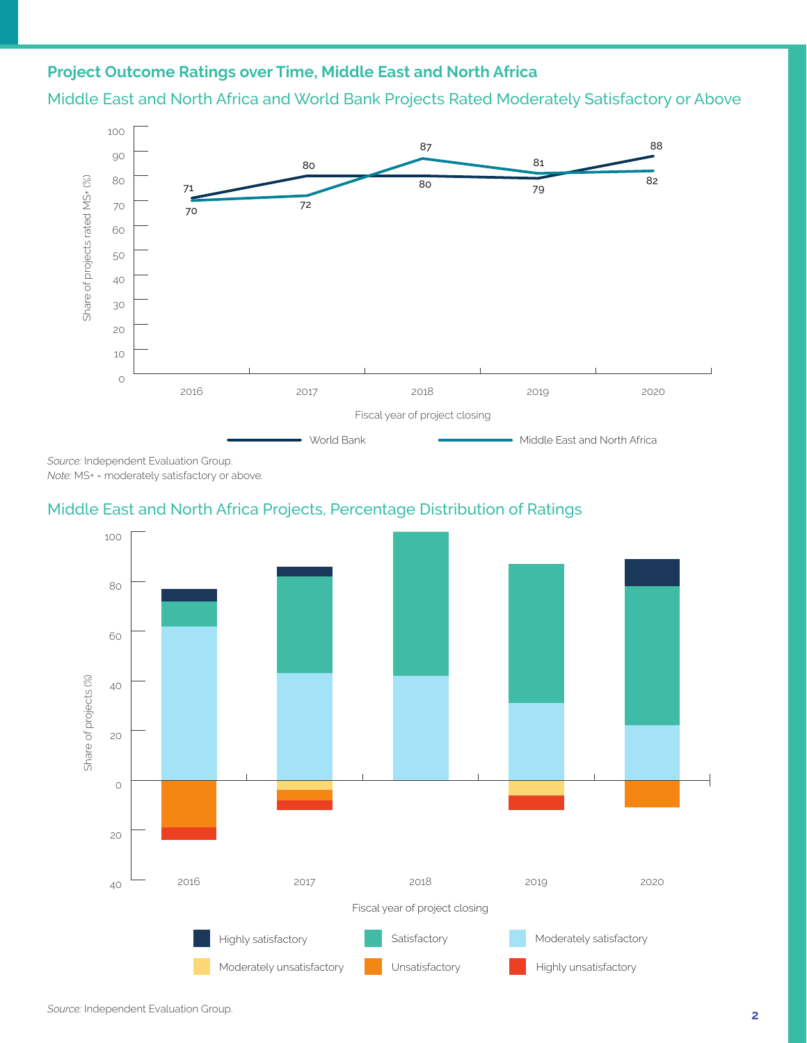## Project Outcome Ratings over Time, Middle East and North Africa

### Middle East and North Africa and World Bank Projects Rated Moderately Satisfactory or Above

| Fiscal year of project closing | World Bank | Middle East and North Africa |
|---|---|---|
| 2016 | 71 | 70 |
| 2017 | 80 | 72 |
| 2018 | 80 | 87 |
| 2019 | 79 | 81 |
| 2020 | 88 | 82 |

*Source:* Independent Evaluation Group.
*Note:* MS+ = moderately satisfactory or above.

### Middle East and North Africa Projects, Percentage Distribution of Ratings

Share of projects (%) by fiscal year of project closing (2016–2020). Legend: Highly satisfactory; Satisfactory; Moderately satisfactory; Moderately unsatisfactory; Unsatisfactory; Highly unsatisfactory.

*Source:* Independent Evaluation Group.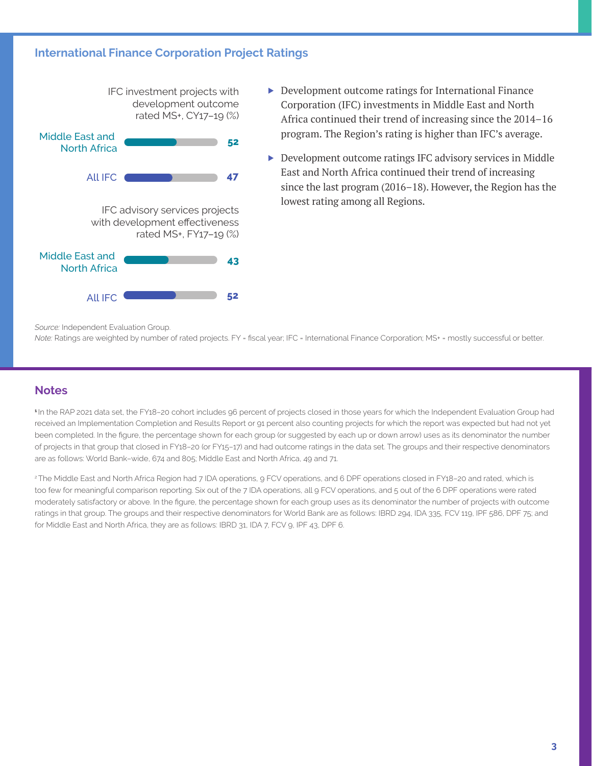## International Finance Corporation Project Ratings

IFC investment projects with development outcome rated MS+, CY17–19 (%)

Middle East and North Africa 52

All IFC 47

IFC advisory services projects with development effectiveness rated MS+, FY17–19 (%)

Middle East and North Africa 43

All IFC 52

- Development outcome ratings for International Finance Corporation (IFC) investments in Middle East and North Africa continued their trend of increasing since the 2014–16 program. The Region's rating is higher than IFC's average.
- Development outcome ratings IFC advisory services in Middle East and North Africa continued their trend of increasing since the last program (2016–18). However, the Region has the lowest rating among all Regions.

*Source:* Independent Evaluation Group.
*Note:* Ratings are weighted by number of rated projects. FY = fiscal year; IFC = International Finance Corporation; MS+ = mostly successful or better.

## Notes

[1] In the RAP 2021 data set, the FY18–20 cohort includes 96 percent of projects closed in those years for which the Independent Evaluation Group had received an Implementation Completion and Results Report or 91 percent also counting projects for which the report was expected but had not yet been completed. In the figure, the percentage shown for each group (or suggested by each up or down arrow) uses as its denominator the number of projects in that group that closed in FY18–20 (or FY15–17) and had outcome ratings in the data set. The groups and their respective denominators are as follows: World Bank–wide, 674 and 805; Middle East and North Africa, 49 and 71.

[2] The Middle East and North Africa Region had 7 IDA operations, 9 FCV operations, and 6 DPF operations closed in FY18–20 and rated, which is too few for meaningful comparison reporting. Six out of the 7 IDA operations, all 9 FCV operations, and 5 out of the 6 DPF operations were rated moderately satisfactory or above. In the figure, the percentage shown for each group uses as its denominator the number of projects with outcome ratings in that group. The groups and their respective denominators for World Bank are as follows: IBRD 294, IDA 335, FCV 119, IPF 586, DPF 75; and for Middle East and North Africa, they are as follows: IBRD 31, IDA 7, FCV 9, IPF 43, DPF 6.